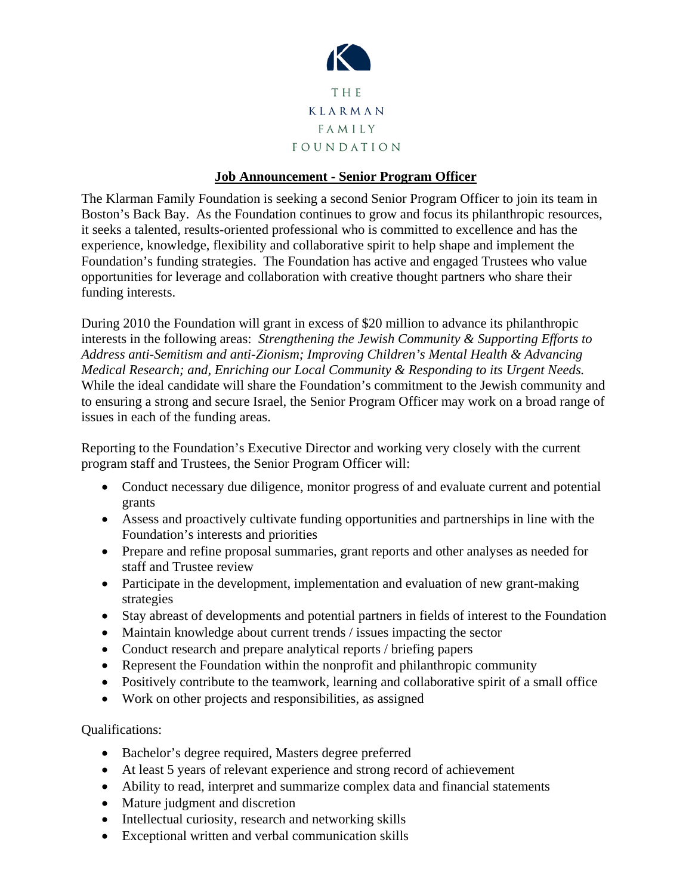THE
KLARMAN
FAMILY
FOUNDATION

# Job Announcement - Senior Program Officer

The Klarman Family Foundation is seeking a second Senior Program Officer to join its team in Boston's Back Bay. As the Foundation continues to grow and focus its philanthropic resources, it seeks a talented, results-oriented professional who is committed to excellence and has the experience, knowledge, flexibility and collaborative spirit to help shape and implement the Foundation's funding strategies. The Foundation has active and engaged Trustees who value opportunities for leverage and collaboration with creative thought partners who share their funding interests.

During 2010 the Foundation will grant in excess of $20 million to advance its philanthropic interests in the following areas: *Strengthening the Jewish Community & Supporting Efforts to Address anti-Semitism and anti-Zionism; Improving Children's Mental Health & Advancing Medical Research; and, Enriching our Local Community & Responding to its Urgent Needs.* While the ideal candidate will share the Foundation's commitment to the Jewish community and to ensuring a strong and secure Israel, the Senior Program Officer may work on a broad range of issues in each of the funding areas.

Reporting to the Foundation's Executive Director and working very closely with the current program staff and Trustees, the Senior Program Officer will:

- Conduct necessary due diligence, monitor progress of and evaluate current and potential grants
- Assess and proactively cultivate funding opportunities and partnerships in line with the Foundation's interests and priorities
- Prepare and refine proposal summaries, grant reports and other analyses as needed for staff and Trustee review
- Participate in the development, implementation and evaluation of new grant-making strategies
- Stay abreast of developments and potential partners in fields of interest to the Foundation
- Maintain knowledge about current trends / issues impacting the sector
- Conduct research and prepare analytical reports / briefing papers
- Represent the Foundation within the nonprofit and philanthropic community
- Positively contribute to the teamwork, learning and collaborative spirit of a small office
- Work on other projects and responsibilities, as assigned

Qualifications:

- Bachelor's degree required, Masters degree preferred
- At least 5 years of relevant experience and strong record of achievement
- Ability to read, interpret and summarize complex data and financial statements
- Mature judgment and discretion
- Intellectual curiosity, research and networking skills
- Exceptional written and verbal communication skills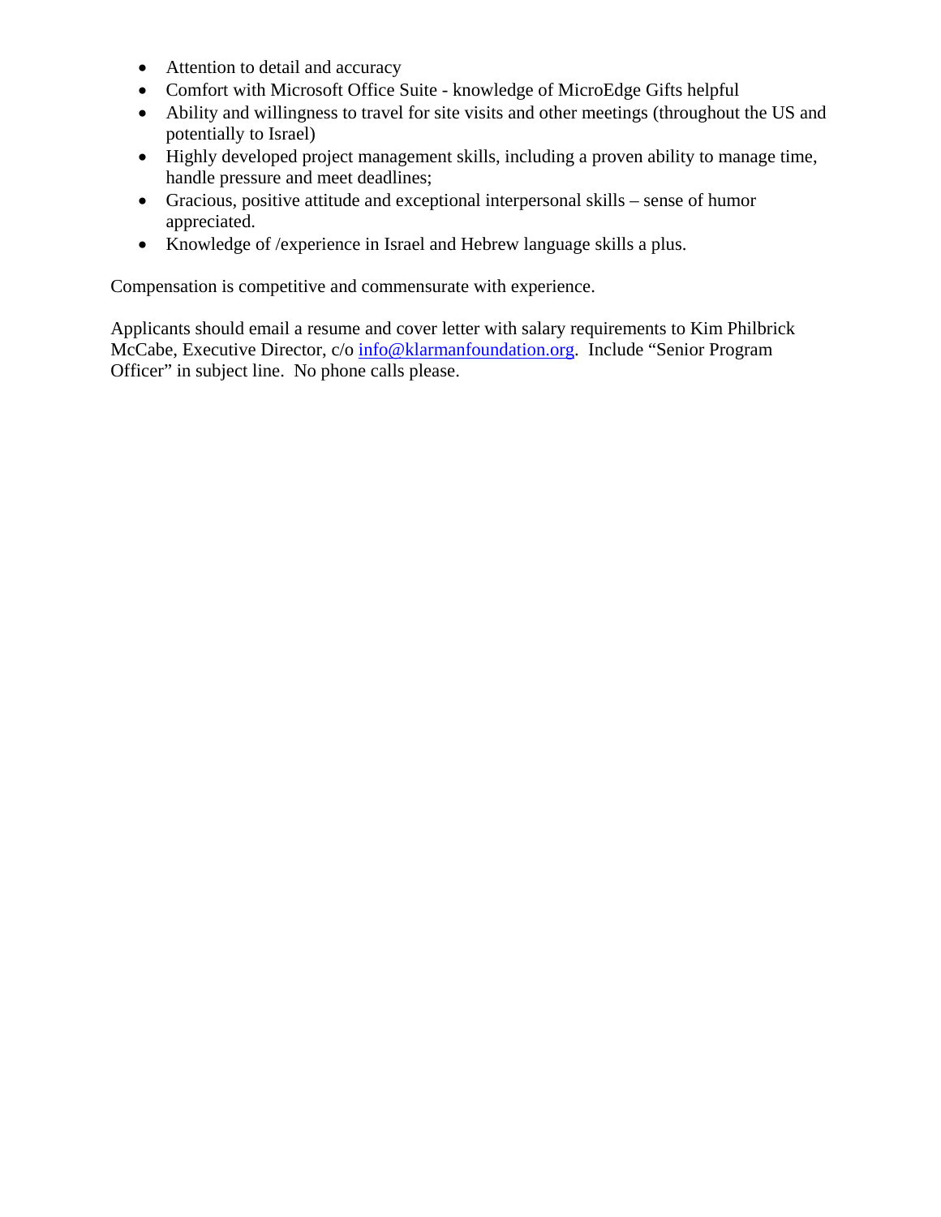- Attention to detail and accuracy
- Comfort with Microsoft Office Suite - knowledge of MicroEdge Gifts helpful
- Ability and willingness to travel for site visits and other meetings (throughout the US and potentially to Israel)
- Highly developed project management skills, including a proven ability to manage time, handle pressure and meet deadlines;
- Gracious, positive attitude and exceptional interpersonal skills – sense of humor appreciated.
- Knowledge of /experience in Israel and Hebrew language skills a plus.

Compensation is competitive and commensurate with experience.

Applicants should email a resume and cover letter with salary requirements to Kim Philbrick McCabe, Executive Director, c/o info@klarmanfoundation.org. Include "Senior Program Officer" in subject line. No phone calls please.